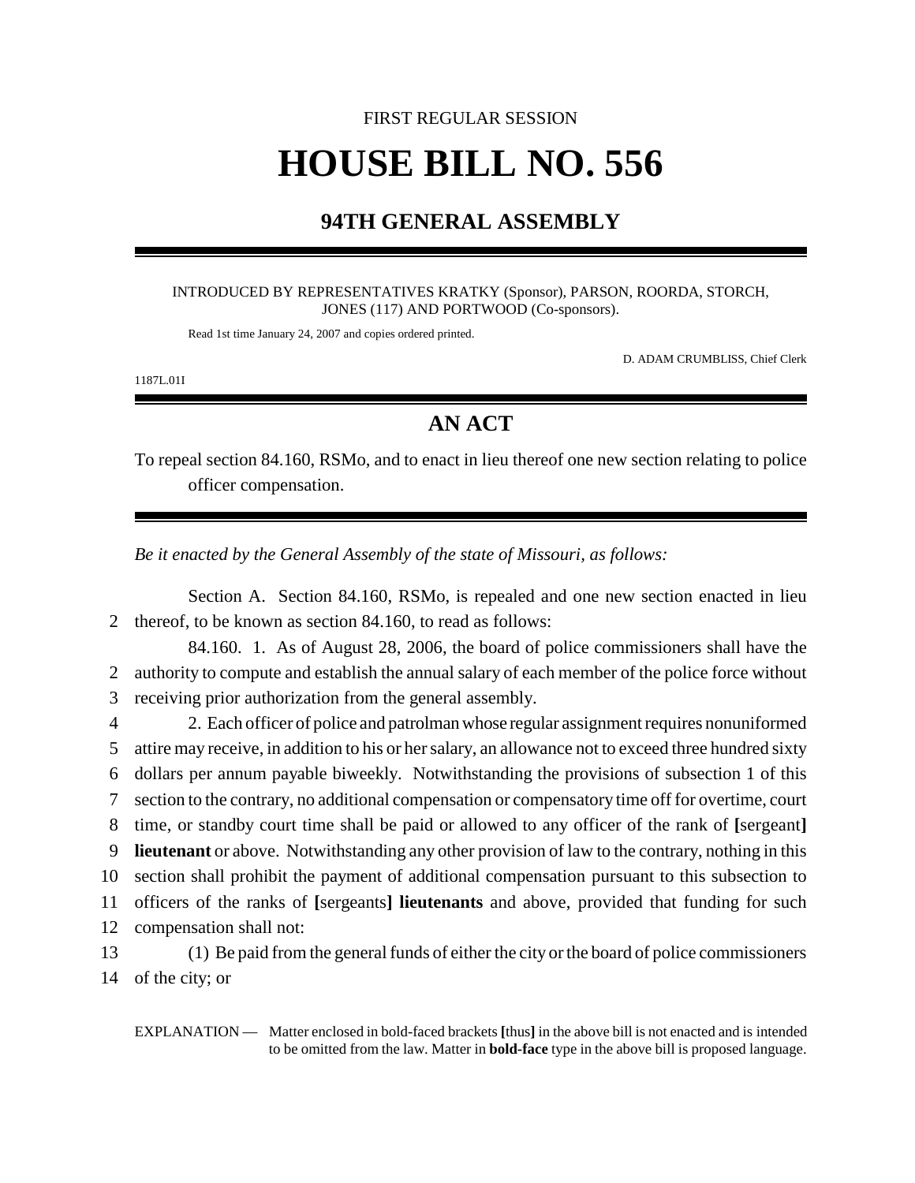FIRST REGULAR SESSION

# HOUSE BILL NO. 556

## 94TH GENERAL ASSEMBLY

INTRODUCED BY REPRESENTATIVES KRATKY (Sponsor), PARSON, ROORDA, STORCH, JONES (117) AND PORTWOOD (Co-sponsors).

Read 1st time January 24, 2007 and copies ordered printed.

D. ADAM CRUMBLISS, Chief Clerk

1187L.01I

## AN ACT

To repeal section 84.160, RSMo, and to enact in lieu thereof one new section relating to police officer compensation.

*Be it enacted by the General Assembly of the state of Missouri, as follows:*

Section A. Section 84.160, RSMo, is repealed and one new section enacted in lieu thereof, to be known as section 84.160, to read as follows:

84.160. 1. As of August 28, 2006, the board of police commissioners shall have the authority to compute and establish the annual salary of each member of the police force without receiving prior authorization from the general assembly.

2. Each officer of police and patrolman whose regular assignment requires nonuniformed attire may receive, in addition to his or her salary, an allowance not to exceed three hundred sixty dollars per annum payable biweekly. Notwithstanding the provisions of subsection 1 of this section to the contrary, no additional compensation or compensatory time off for overtime, court time, or standby court time shall be paid or allowed to any officer of the rank of **[**sergeant**]** **lieutenant** or above. Notwithstanding any other provision of law to the contrary, nothing in this section shall prohibit the payment of additional compensation pursuant to this subsection to officers of the ranks of **[**sergeants**]** **lieutenants** and above, provided that funding for such compensation shall not:

(1) Be paid from the general funds of either the city or the board of police commissioners of the city; or

EXPLANATION — Matter enclosed in bold-faced brackets **[**thus**]** in the above bill is not enacted and is intended to be omitted from the law. Matter in **bold-face** type in the above bill is proposed language.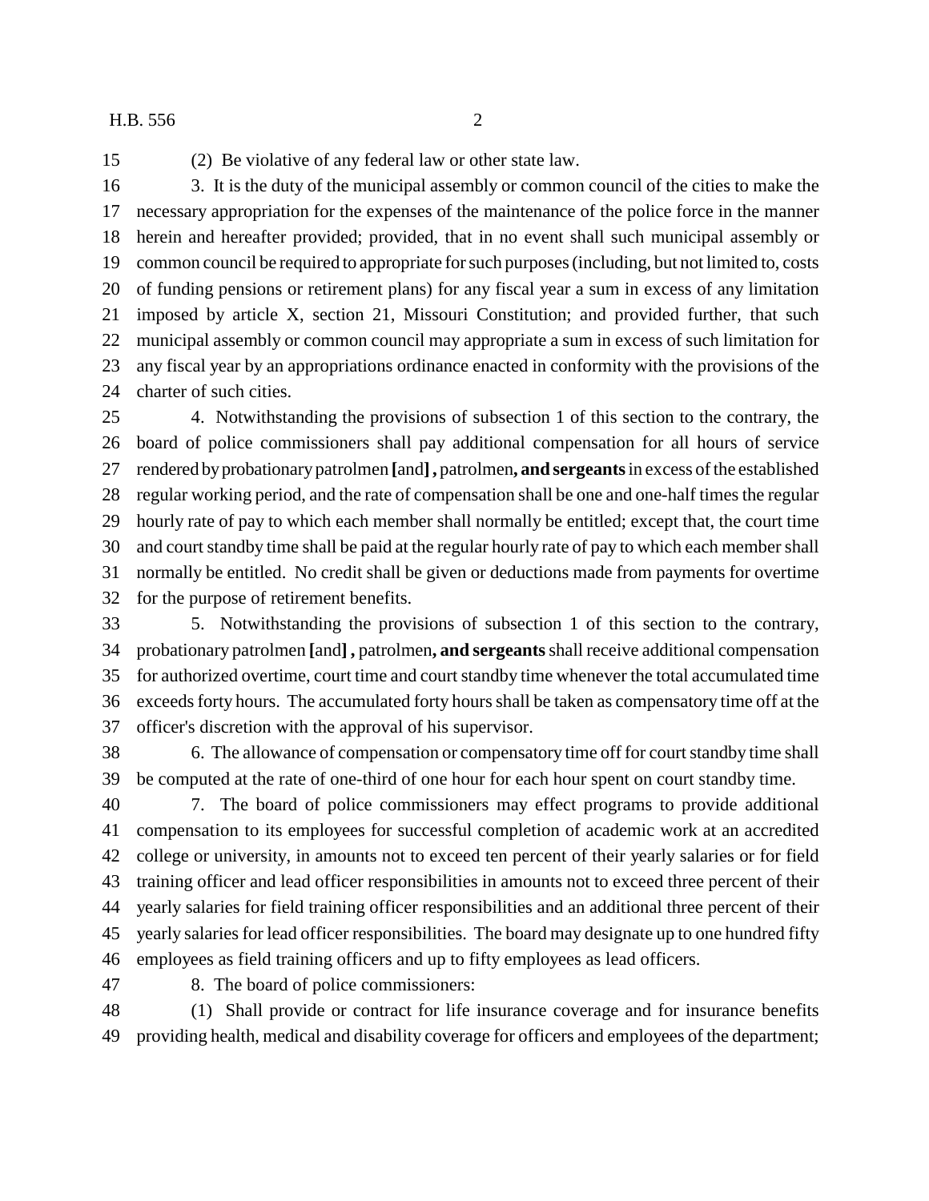(2) Be violative of any federal law or other state law.

3. It is the duty of the municipal assembly or common council of the cities to make the necessary appropriation for the expenses of the maintenance of the police force in the manner herein and hereafter provided; provided, that in no event shall such municipal assembly or common council be required to appropriate for such purposes (including, but not limited to, costs of funding pensions or retirement plans) for any fiscal year a sum in excess of any limitation imposed by article X, section 21, Missouri Constitution; and provided further, that such municipal assembly or common council may appropriate a sum in excess of such limitation for any fiscal year by an appropriations ordinance enacted in conformity with the provisions of the charter of such cities.

4. Notwithstanding the provisions of subsection 1 of this section to the contrary, the board of police commissioners shall pay additional compensation for all hours of service rendered by probationary patrolmen **[**and**] ,** patrolmen**, and sergeants** in excess of the established regular working period, and the rate of compensation shall be one and one-half times the regular hourly rate of pay to which each member shall normally be entitled; except that, the court time and court standby time shall be paid at the regular hourly rate of pay to which each member shall normally be entitled. No credit shall be given or deductions made from payments for overtime for the purpose of retirement benefits.

5. Notwithstanding the provisions of subsection 1 of this section to the contrary, probationary patrolmen **[**and**] ,** patrolmen**, and sergeants** shall receive additional compensation for authorized overtime, court time and court standby time whenever the total accumulated time exceeds forty hours. The accumulated forty hours shall be taken as compensatory time off at the officer's discretion with the approval of his supervisor.

6. The allowance of compensation or compensatory time off for court standby time shall be computed at the rate of one-third of one hour for each hour spent on court standby time.

7. The board of police commissioners may effect programs to provide additional compensation to its employees for successful completion of academic work at an accredited college or university, in amounts not to exceed ten percent of their yearly salaries or for field training officer and lead officer responsibilities in amounts not to exceed three percent of their yearly salaries for field training officer responsibilities and an additional three percent of their yearly salaries for lead officer responsibilities. The board may designate up to one hundred fifty employees as field training officers and up to fifty employees as lead officers.

8. The board of police commissioners:

(1) Shall provide or contract for life insurance coverage and for insurance benefits providing health, medical and disability coverage for officers and employees of the department;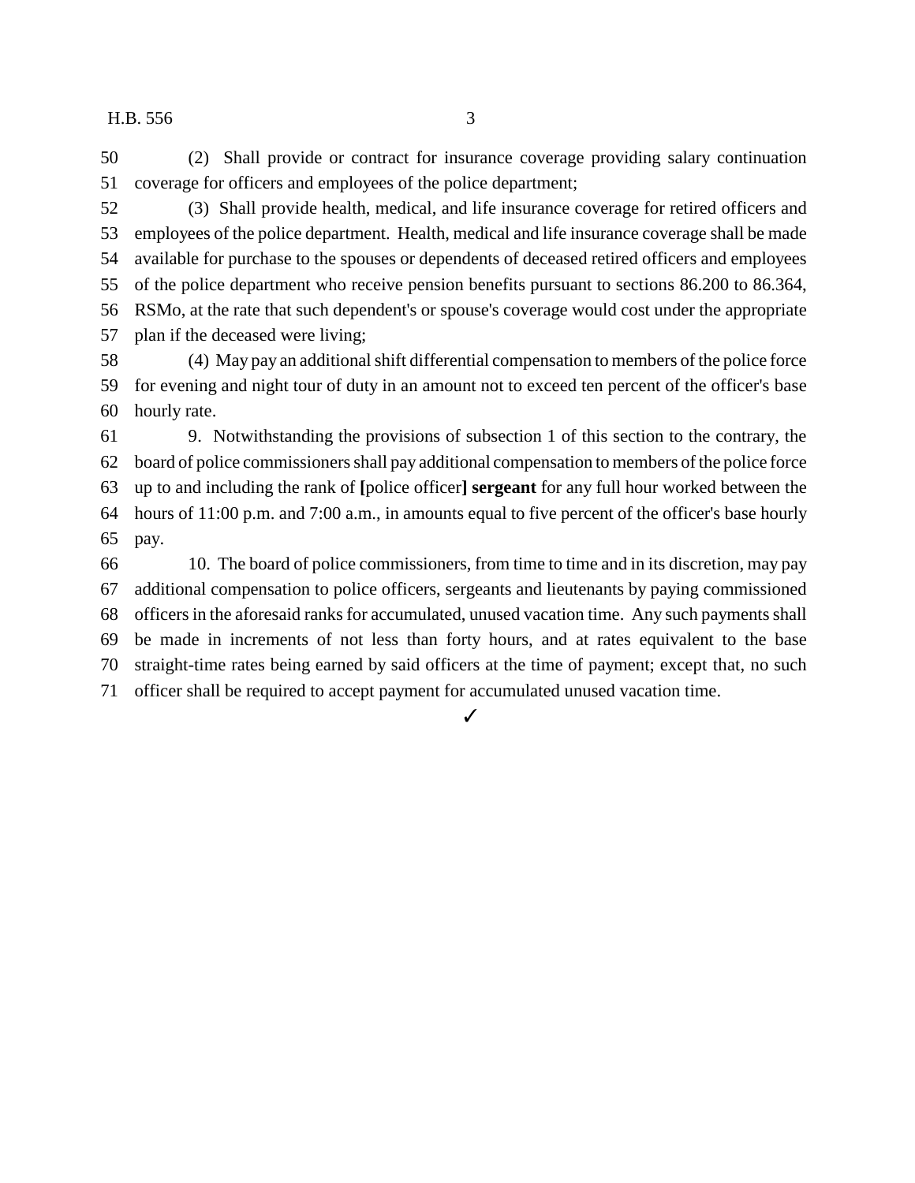(2) Shall provide or contract for insurance coverage providing salary continuation coverage for officers and employees of the police department;

(3) Shall provide health, medical, and life insurance coverage for retired officers and employees of the police department. Health, medical and life insurance coverage shall be made available for purchase to the spouses or dependents of deceased retired officers and employees of the police department who receive pension benefits pursuant to sections 86.200 to 86.364, RSMo, at the rate that such dependent's or spouse's coverage would cost under the appropriate plan if the deceased were living;

(4) May pay an additional shift differential compensation to members of the police force for evening and night tour of duty in an amount not to exceed ten percent of the officer's base hourly rate.

9. Notwithstanding the provisions of subsection 1 of this section to the contrary, the board of police commissioners shall pay additional compensation to members of the police force up to and including the rank of **[**police officer**]** **sergeant** for any full hour worked between the hours of 11:00 p.m. and 7:00 a.m., in amounts equal to five percent of the officer's base hourly pay.

10. The board of police commissioners, from time to time and in its discretion, may pay additional compensation to police officers, sergeants and lieutenants by paying commissioned officers in the aforesaid ranks for accumulated, unused vacation time. Any such payments shall be made in increments of not less than forty hours, and at rates equivalent to the base straight-time rates being earned by said officers at the time of payment; except that, no such officer shall be required to accept payment for accumulated unused vacation time.

✓